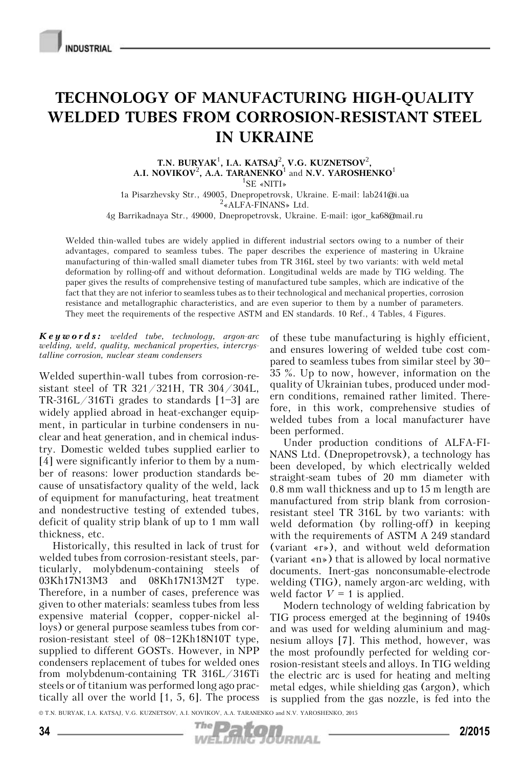# TECHNOLOGY OF MANUFACTURING HIGH-QUALITY WELDED TUBES FROM CORROSION-RESISTANT STEEL IN UKRAINE

**T.N. BURYAK**[1], **I.A. KATSAJ**[2], **V.G. KUZNETSOV**[2], **A.I. NOVIKOV**[2], **A.A. TARANENKO**[1] and **N.V. YAROSHENKO**[1]

[1]SE «NITI»
1a Pisarzhevsky Str., 49005, Dnepropetrovsk, Ukraine. E-mail: lab241@i.ua
[2]«ALFA-FINANS» Ltd.
4g Barrikadnaya Str., 49000, Dnepropetrovsk, Ukraine. E-mail: igor_ka68@mail.ru

Welded thin-walled tubes are widely applied in different industrial sectors owing to a number of their advantages, compared to seamless tubes. The paper describes the experience of mastering in Ukraine manufacturing of thin-walled small diameter tubes from TR 316L steel by two variants: with weld metal deformation by rolling-off and without deformation. Longitudinal welds are made by TIG welding. The paper gives the results of comprehensive testing of manufactured tube samples, which are indicative of the fact that they are not inferior to seamless tubes as to their technological and mechanical properties, corrosion resistance and metallographic characteristics, and are even superior to them by a number of parameters. They meet the requirements of the respective ASTM and EN standards. 10 Ref., 4 Tables, 4 Figures.

***Keywords:*** *welded tube, technology, argon-arc welding, weld, quality, mechanical properties, intercrystalline corrosion, nuclear steam condensers*

Welded superthin-wall tubes from corrosion-resistant steel of TR 321/321H, TR 304/304L, TR-316L/316Ti grades to standards [1–3] are widely applied abroad in heat-exchanger equipment, in particular in turbine condensers in nuclear and heat generation, and in chemical industry. Domestic welded tubes supplied earlier to [4] were significantly inferior to them by a number of reasons: lower production standards because of unsatisfactory quality of the weld, lack of equipment for manufacturing, heat treatment and nondestructive testing of extended tubes, deficit of quality strip blank of up to 1 mm wall thickness, etc.

Historically, this resulted in lack of trust for welded tubes from corrosion-resistant steels, particularly, molybdenum-containing steels of 03Kh17N13M3 and 08Kh17N13M2T type. Therefore, in a number of cases, preference was given to other materials: seamless tubes from less expensive material (copper, copper-nickel alloys) or general purpose seamless tubes from corrosion-resistant steel of 08–12Kh18N10T type, supplied to different GOSTs. However, in NPP condensers replacement of tubes for welded ones from molybdenum-containing TR 316L/316Ti steels or of titanium was performed long ago practically all over the world [1, 5, 6]. The process of these tube manufacturing is highly efficient, and ensures lowering of welded tube cost compared to seamless tubes from similar steel by 30–35 %. Up to now, however, information on the quality of Ukrainian tubes, produced under modern conditions, remained rather limited. Therefore, in this work, comprehensive studies of welded tubes from a local manufacturer have been performed.

Under production conditions of ALFA-FINANS Ltd. (Dnepropetrovsk), a technology has been developed, by which electrically welded straight-seam tubes of 20 mm diameter with 0.8 mm wall thickness and up to 15 m length are manufactured from strip blank from corrosion-resistant steel TR 316L by two variants: with weld deformation (by rolling-off) in keeping with the requirements of ASTM A 249 standard (variant «r»), and without weld deformation (variant «n») that is allowed by local normative documents. Inert-gas nonconsumable-electrode welding (TIG), namely argon-arc welding, with weld factor $V = 1$ is applied.

Modern technology of welding fabrication by TIG process emerged at the beginning of 1940s and was used for welding aluminium and magnesium alloys [7]. This method, however, was the most profoundly perfected for welding corrosion-resistant steels and alloys. In TIG welding the electric arc is used for heating and melting metal edges, while shielding gas (argon), which is supplied from the gas nozzle, is fed into the

© T.N. BURYAK, I.A. KATSAJ, V.G. KUZNETSOV, A.I. NOVIKOV, A.A. TARANENKO and N.V. YAROSHENKO, 2015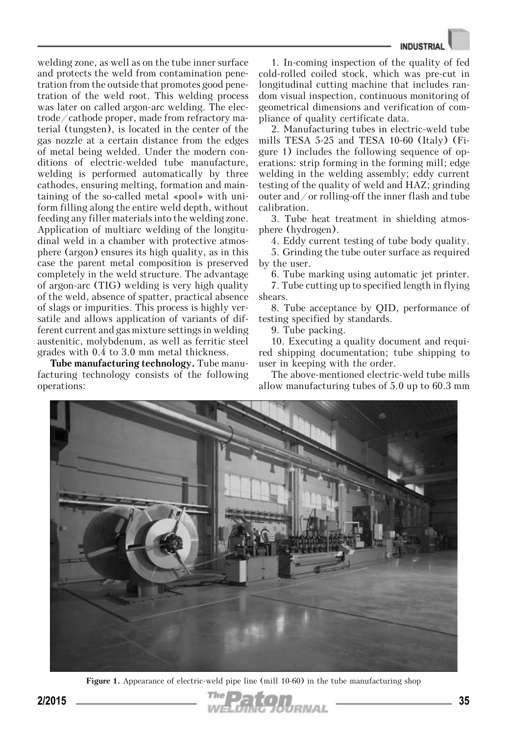welding zone, as well as on the tube inner surface and protects the weld from contamination penetration from the outside that promotes good penetration of the weld root. This welding process was later on called argon-arc welding. The electrode/cathode proper, made from refractory material (tungsten), is located in the center of the gas nozzle at a certain distance from the edges of metal being welded. Under the modern conditions of electric-welded tube manufacture, welding is performed automatically by three cathodes, ensuring melting, formation and maintaining of the so-called metal «pool» with uniform filling along the entire weld depth, without feeding any filler materials into the welding zone. Application of multiarc welding of the longitudinal weld in a chamber with protective atmosphere (argon) ensures its high quality, as in this case the parent metal composition is preserved completely in the weld structure. The advantage of argon-arc (TIG) welding is very high quality of the weld, absence of spatter, practical absence of slags or impurities. This process is highly versatile and allows application of variants of different current and gas mixture settings in welding austenitic, molybdenum, as well as ferritic steel grades with 0.4 to 3.0 mm metal thickness.

**Tube manufacturing technology.** Tube manufacturing technology consists of the following operations:

1. In-coming inspection of the quality of fed cold-rolled coiled stock, which was pre-cut in longitudinal cutting machine that includes random visual inspection, continuous monitoring of geometrical dimensions and verification of compliance of quality certificate data.

2. Manufacturing tubes in electric-weld tube mills TESA 5-25 and TESA 10-60 (Italy) (Figure 1) includes the following sequence of operations: strip forming in the forming mill; edge welding in the welding assembly; eddy current testing of the quality of weld and HAZ; grinding outer and/or rolling-off the inner flash and tube calibration.

3. Tube heat treatment in shielding atmosphere (hydrogen).

4. Eddy current testing of tube body quality.

5. Grinding the tube outer surface as required by the user.

6. Tube marking using automatic jet printer.

7. Tube cutting up to specified length in flying shears.

8. Tube acceptance by QID, performance of testing specified by standards.

9. Tube packing.

10. Executing a quality document and required shipping documentation; tube shipping to user in keeping with the order.

The above-mentioned electric-weld tube mills allow manufacturing tubes of 5.0 up to 60.3 mm

**Figure 1.** Appearance of electric-weld pipe line (mill 10-60) in the tube manufacturing shop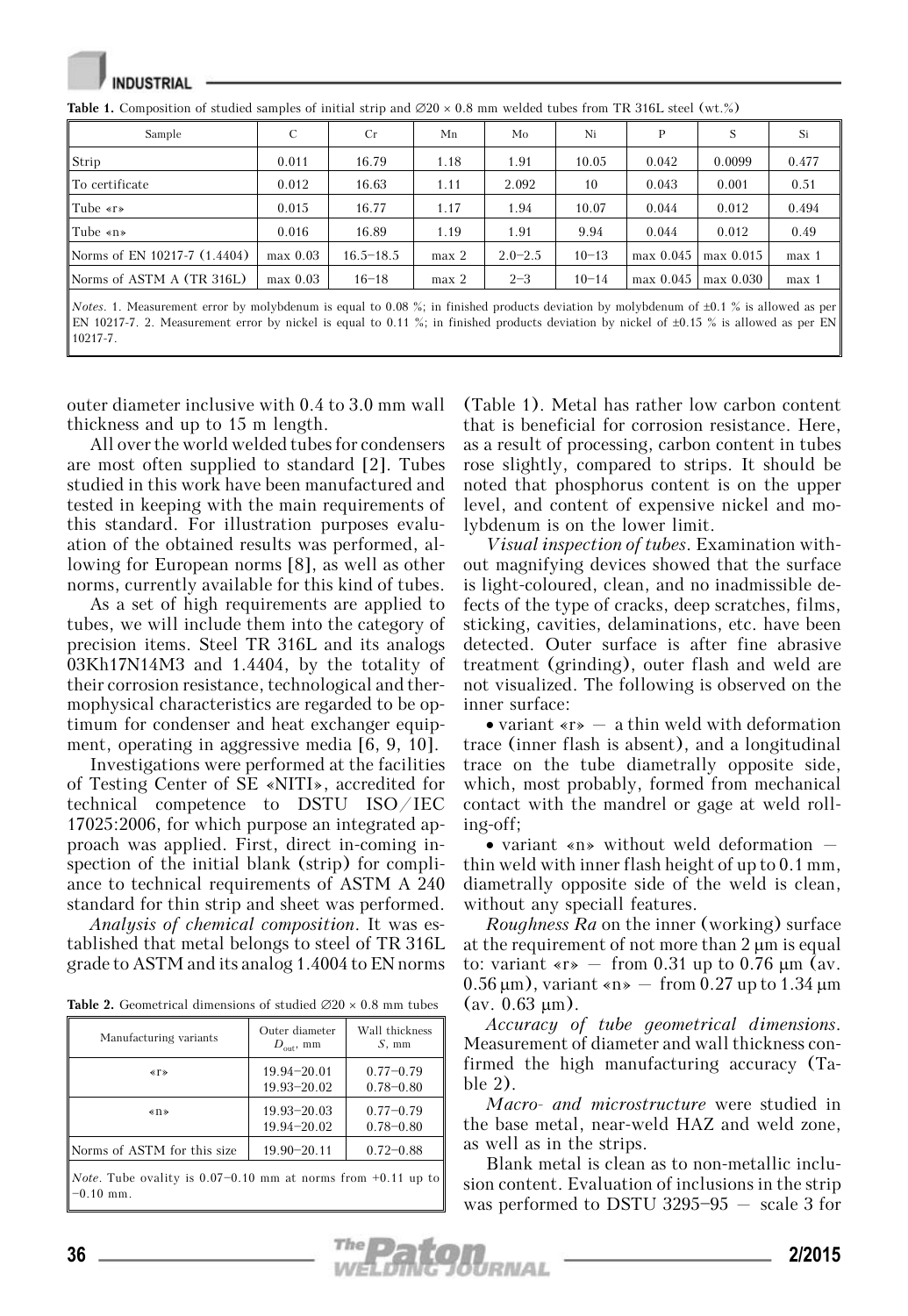**Table 1.** Composition of studied samples of initial strip and ∅20 × 0.8 mm welded tubes from TR 316L steel (wt.%)

| Sample | C | Cr | Mn | Mo | Ni | P | S | Si |
|---|---|---|---|---|---|---|---|---|
| Strip | 0.011 | 16.79 | 1.18 | 1.91 | 10.05 | 0.042 | 0.0099 | 0.477 |
| To certificate | 0.012 | 16.63 | 1.11 | 2.092 | 10 | 0.043 | 0.001 | 0.51 |
| Tube «r» | 0.015 | 16.77 | 1.17 | 1.94 | 10.07 | 0.044 | 0.012 | 0.494 |
| Tube «n» | 0.016 | 16.89 | 1.19 | 1.91 | 9.94 | 0.044 | 0.012 | 0.49 |
| Norms of EN 10217-7 (1.4404) | max 0.03 | 16.5–18.5 | max 2 | 2.0–2.5 | 10–13 | max 0.045 | max 0.015 | max 1 |
| Norms of ASTM A (TR 316L) | max 0.03 | 16–18 | max 2 | 2–3 | 10–14 | max 0.045 | max 0.030 | max 1 |

*Notes*. 1. Measurement error by molybdenum is equal to 0.08 %; in finished products deviation by molybdenum of ±0.1 % is allowed as per EN 10217-7. 2. Measurement error by nickel is equal to 0.11 %; in finished products deviation by nickel of ±0.15 % is allowed as per EN 10217-7.

outer diameter inclusive with 0.4 to 3.0 mm wall thickness and up to 15 m length.

All over the world welded tubes for condensers are most often supplied to standard [2]. Tubes studied in this work have been manufactured and tested in keeping with the main requirements of this standard. For illustration purposes evaluation of the obtained results was performed, allowing for European norms [8], as well as other norms, currently available for this kind of tubes.

As a set of high requirements are applied to tubes, we will include them into the category of precision items. Steel TR 316L and its analogs 03Kh17N14M3 and 1.4404, by the totality of their corrosion resistance, technological and thermophysical characteristics are regarded to be optimum for condenser and heat exchanger equipment, operating in aggressive media [6, 9, 10].

Investigations were performed at the facilities of Testing Center of SE «NITI», accredited for technical competence to DSTU ISO/IEC 17025:2006, for which purpose an integrated approach was applied. First, direct in-coming inspection of the initial blank (strip) for compliance to technical requirements of ASTM A 240 standard for thin strip and sheet was performed.

*Analysis of chemical composition*. It was established that metal belongs to steel of TR 316L grade to ASTM and its analog 1.4004 to EN norms (Table 1). Metal has rather low carbon content that is beneficial for corrosion resistance. Here, as a result of processing, carbon content in tubes rose slightly, compared to strips. It should be noted that phosphorus content is on the upper level, and content of expensive nickel and molybdenum is on the lower limit.

*Visual inspection of tubes*. Examination without magnifying devices showed that the surface is light-coloured, clean, and no inadmissible defects of the type of cracks, deep scratches, films, sticking, cavities, delaminations, etc. have been detected. Outer surface is after fine abrasive treatment (grinding), outer flash and weld are not visualized. The following is observed on the inner surface:

- variant «r» — a thin weld with deformation trace (inner flash is absent), and a longitudinal trace on the tube diametrally opposite side, which, most probably, formed from mechanical contact with the mandrel or gage at weld rolling-off;
- variant «n» without weld deformation — thin weld with inner flash height of up to 0.1 mm, diametrally opposite side of the weld is clean, without any speciall features.

*Roughness Ra* on the inner (working) surface at the requirement of not more than 2 μm is equal to: variant «r» — from 0.31 up to 0.76 μm (av. 0.56 μm), variant «n» — from 0.27 up to 1.34 μm (av. 0.63 μm).

*Accuracy of tube geometrical dimensions*. Measurement of diameter and wall thickness confirmed the high manufacturing accuracy (Table 2).

**Table 2.** Geometrical dimensions of studied ∅20 × 0.8 mm tubes

| Manufacturing variants | Outer diameter $D_{out}$, mm | Wall thickness $S$, mm |
|---|---|---|
| «r» | 19.94–20.01<br>19.93–20.02 | 0.77–0.79<br>0.78–0.80 |
| «n» | 19.93–20.03<br>19.94–20.02 | 0.77–0.79<br>0.78–0.80 |
| Norms of ASTM for this size | 19.90–20.11 | 0.72–0.88 |

*Note*. Tube ovality is 0.07–0.10 mm at norms from +0.11 up to −0.10 mm.

*Macro- and microstructure* were studied in the base metal, near-weld HAZ and weld zone, as well as in the strips.

Blank metal is clean as to non-metallic inclusion content. Evaluation of inclusions in the strip was performed to DSTU 3295–95 — scale 3 for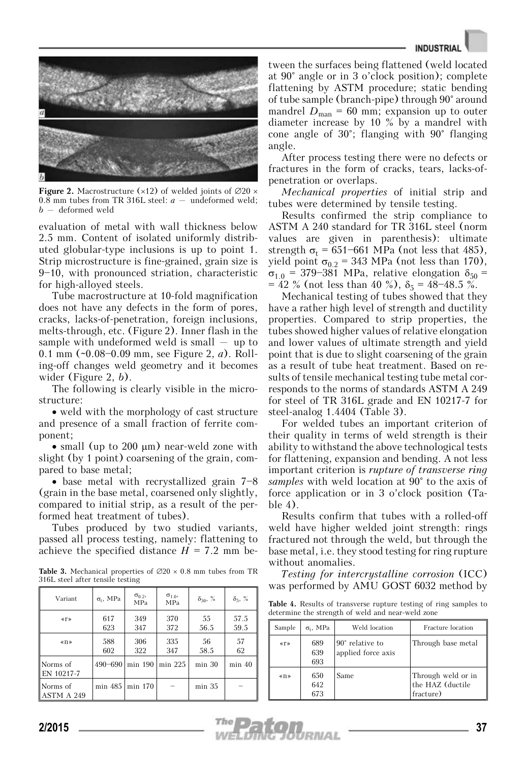**Figure 2.** Macrostructure (×12) of welded joints of ∅20 × 0.8 mm tubes from TR 316L steel: *a* — undeformed weld; *b* — deformed weld

evaluation of metal with wall thickness below 2.5 mm. Content of isolated uniformly distributed globular-type inclusions is up to point 1. Strip microstructure is fine-grained, grain size is 9–10, with pronounced striation, characteristic for high-alloyed steels.

Tube macrostructure at 10-fold magnification does not have any defects in the form of pores, cracks, lacks-of-penetration, foreign inclusions, melts-through, etc. (Figure 2). Inner flash in the sample with undeformed weld is small — up to 0.1 mm (~0.08–0.09 mm, see Figure 2, *a*). Rolling-off changes weld geometry and it becomes wider (Figure 2, *b*).

The following is clearly visible in the microstructure:

- weld with the morphology of cast structure and presence of a small fraction of ferrite component;
- small (up to 200 μm) near-weld zone with slight (by 1 point) coarsening of the grain, compared to base metal;
- base metal with recrystallized grain 7–8 (grain in the base metal, coarsened only slightly, compared to initial strip, as a result of the performed heat treatment of tubes).

Tubes produced by two studied variants, passed all process testing, namely: flattening to achieve the specified distance $H$ = 7.2 mm between the surfaces being flattened (weld located at 90° angle or in 3 o'clock position); complete flattening by ASTM procedure; static bending of tube sample (branch-pipe) through 90° around mandrel $D_{man}$ = 60 mm; expansion up to outer diameter increase by 10 % by a mandrel with cone angle of 30°; flanging with 90° flanging angle.

After process testing there were no defects or fractures in the form of cracks, tears, lacks-of-penetration or overlaps.

*Mechanical properties* of initial strip and tubes were determined by tensile testing.

Results confirmed the strip compliance to ASTM A 240 standard for TR 316L steel (norm values are given in parenthesis): ultimate strength $\sigma_t$ = 651–661 MPa (not less that 485), yield point $\sigma_{0.2}$ = 343 MPa (not less than 170), $\sigma_{1.0}$ = 379–381 MPa, relative elongation $\delta_{50}$ = = 42 % (not less than 40 %), $\delta_5$ = 48–48.5 %.

Mechanical testing of tubes showed that they have a rather high level of strength and ductility properties. Compared to strip properties, the tubes showed higher values of relative elongation and lower values of ultimate strength and yield point that is due to slight coarsening of the grain as a result of tube heat treatment. Based on results of tensile mechanical testing tube metal corresponds to the norms of standards ASTM A 249 for steel of TR 316L grade and EN 10217-7 for steel-analog 1.4404 (Table 3).

**Table 3.** Mechanical properties of ∅20 × 0.8 mm tubes from TR 316L steel after tensile testing

| Variant | $\sigma_t$, MPa | $\sigma_{0.2}$, MPa | $\sigma_{1.0}$, MPa | $\delta_{50}$, % | $\delta_5$, % |
|---|---|---|---|---|---|
| «r» | 617<br>623 | 349<br>347 | 370<br>372 | 55<br>56.5 | 57.5<br>59.5 |
| «n» | 588<br>602 | 306<br>322 | 335<br>347 | 56<br>58.5 | 57<br>62 |
| Norms of EN 10217-7 | 490–690 | min 190 | min 225 | min 30 | min 40 |
| Norms of ASTM A 249 | min 485 | min 170 | – | min 35 | – |

For welded tubes an important criterion of their quality in terms of weld strength is their ability to withstand the above technological tests for flattening, expansion and bending. A not less important criterion is *rupture of transverse ring samples* with weld location at 90° to the axis of force application or in 3 o'clock position (Table 4).

Results confirm that tubes with a rolled-off weld have higher welded joint strength: rings fractured not through the weld, but through the base metal, i.e. they stood testing for ring rupture without anomalies.

*Testing for intercrystalline corrosion* (ICC) was performed by AMU GOST 6032 method by

**Table 4.** Results of transverse rupture testing of ring samples to determine the strength of weld and near-weld zone

| Sample | $\sigma_t$, MPa | Weld location | Fracture location |
|---|---|---|---|
| «r» | 689<br>639<br>693 | 90° relative to applied force axis | Through base metal |
| «n» | 650<br>642<br>673 | Same | Through weld or in the HAZ (ductile fracture) |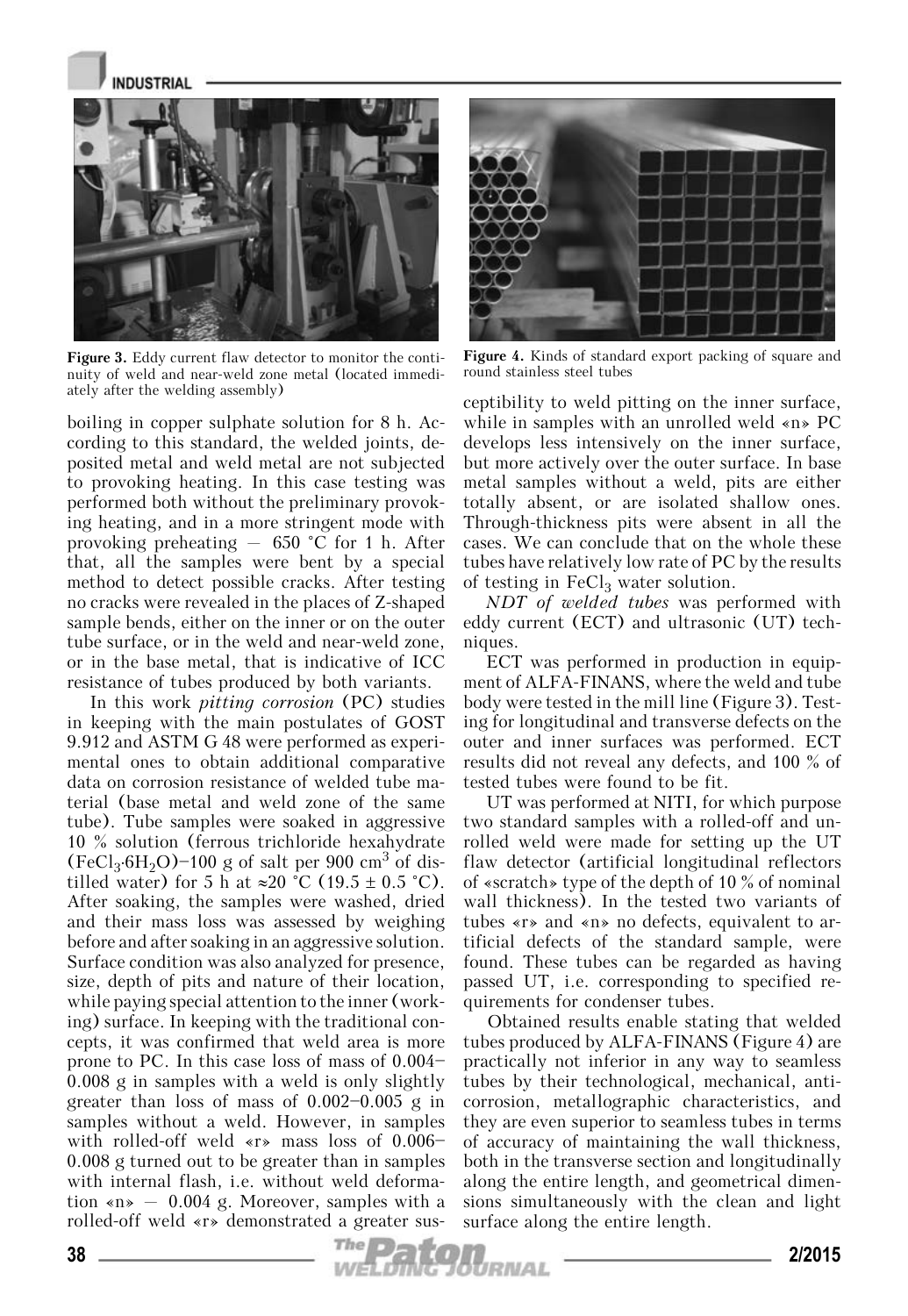Figure 3. Eddy current flaw detector to monitor the continuity of weld and near-weld zone metal (located immediately after the welding assembly)

Figure 4. Kinds of standard export packing of square and round stainless steel tubes

boiling in copper sulphate solution for 8 h. According to this standard, the welded joints, deposited metal and weld metal are not subjected to provoking heating. In this case testing was performed both without the preliminary provoking heating, and in a more stringent mode with provoking preheating — 650 °C for 1 h. After that, all the samples were bent by a special method to detect possible cracks. After testing no cracks were revealed in the places of Z-shaped sample bends, either on the inner or on the outer tube surface, or in the weld and near-weld zone, or in the base metal, that is indicative of ICC resistance of tubes produced by both variants.

In this work *pitting corrosion* (PC) studies in keeping with the main postulates of GOST 9.912 and ASTM G 48 were performed as experimental ones to obtain additional comparative data on corrosion resistance of welded tube material (base metal and weld zone of the same tube). Tube samples were soaked in aggressive 10 % solution (ferrous trichloride hexahydrate ($FeCl_3{\cdot}6H_2O$)–100 g of salt per 900 $cm^3$ of distilled water) for 5 h at ≈20 °C (19.5 ± 0.5 °C). After soaking, the samples were washed, dried and their mass loss was assessed by weighing before and after soaking in an aggressive solution. Surface condition was also analyzed for presence, size, depth of pits and nature of their location, while paying special attention to the inner (working) surface. In keeping with the traditional concepts, it was confirmed that weld area is more prone to PC. In this case loss of mass of 0.004–0.008 g in samples with a weld is only slightly greater than loss of mass of 0.002–0.005 g in samples without a weld. However, in samples with rolled-off weld «r» mass loss of 0.006–0.008 g turned out to be greater than in samples with internal flash, i.e. without weld deformation «n» — 0.004 g. Moreover, samples with a rolled-off weld «r» demonstrated a greater susceptibility to weld pitting on the inner surface, while in samples with an unrolled weld «n» PC develops less intensively on the inner surface, but more actively over the outer surface. In base metal samples without a weld, pits are either totally absent, or are isolated shallow ones. Through-thickness pits were absent in all the cases. We can conclude that on the whole these tubes have relatively low rate of PC by the results of testing in $FeCl_3$ water solution.

*NDT of welded tubes* was performed with eddy current (ECT) and ultrasonic (UT) techniques.

ECT was performed in production in equipment of ALFA-FINANS, where the weld and tube body were tested in the mill line (Figure 3). Testing for longitudinal and transverse defects on the outer and inner surfaces was performed. ECT results did not reveal any defects, and 100 % of tested tubes were found to be fit.

UT was performed at NITI, for which purpose two standard samples with a rolled-off and unrolled weld were made for setting up the UT flaw detector (artificial longitudinal reflectors of «scratch» type of the depth of 10 % of nominal wall thickness). In the tested two variants of tubes «r» and «n» no defects, equivalent to artificial defects of the standard sample, were found. These tubes can be regarded as having passed UT, i.e. corresponding to specified requirements for condenser tubes.

Obtained results enable stating that welded tubes produced by ALFA-FINANS (Figure 4) are practically not inferior in any way to seamless tubes by their technological, mechanical, anticorrosion, metallographic characteristics, and they are even superior to seamless tubes in terms of accuracy of maintaining the wall thickness, both in the transverse section and longitudinally along the entire length, and geometrical dimensions simultaneously with the clean and light surface along the entire length.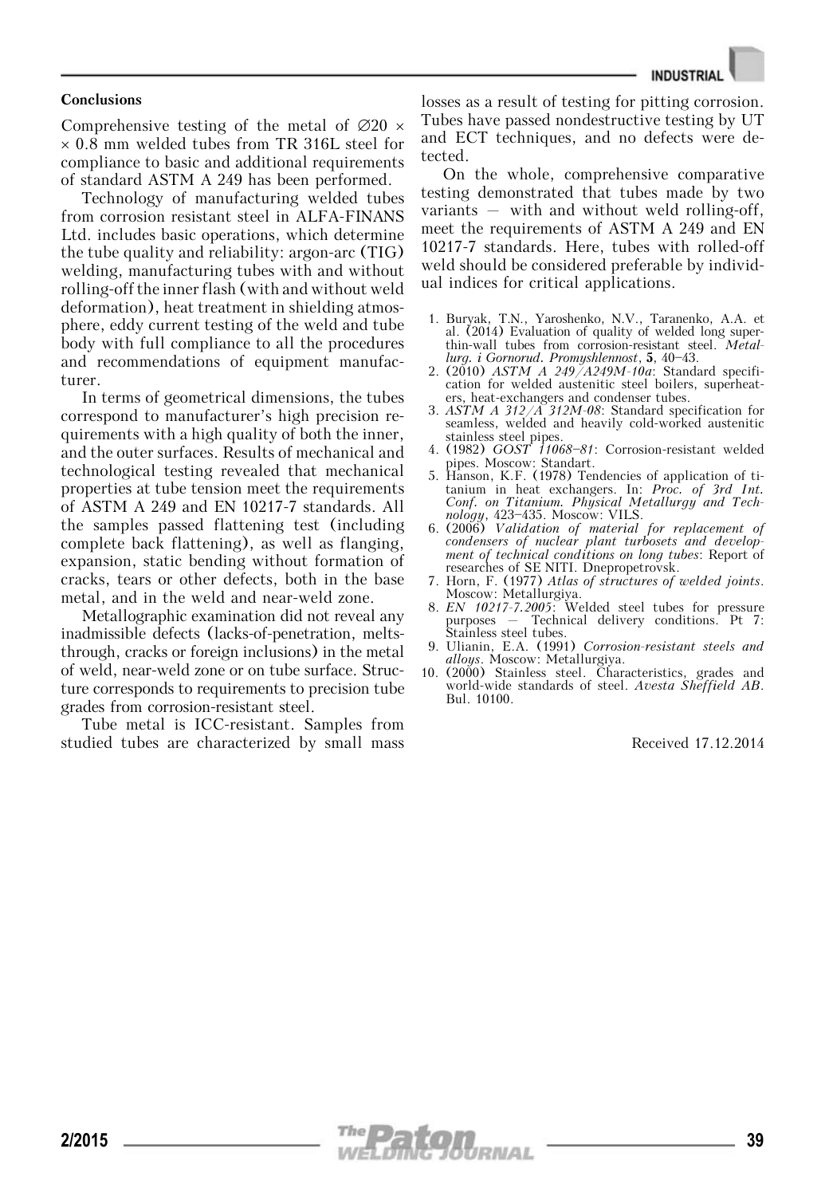### Conclusions

Comprehensive testing of the metal of ∅20 × × 0.8 mm welded tubes from TR 316L steel for compliance to basic and additional requirements of standard ASTM A 249 has been performed.

Technology of manufacturing welded tubes from corrosion resistant steel in ALFA-FINANS Ltd. includes basic operations, which determine the tube quality and reliability: argon-arc (TIG) welding, manufacturing tubes with and without rolling-off the inner flash (with and without weld deformation), heat treatment in shielding atmosphere, eddy current testing of the weld and tube body with full compliance to all the procedures and recommendations of equipment manufacturer.

In terms of geometrical dimensions, the tubes correspond to manufacturer's high precision requirements with a high quality of both the inner, and the outer surfaces. Results of mechanical and technological testing revealed that mechanical properties at tube tension meet the requirements of ASTM A 249 and EN 10217-7 standards. All the samples passed flattening test (including complete back flattening), as well as flanging, expansion, static bending without formation of cracks, tears or other defects, both in the base metal, and in the weld and near-weld zone.

Metallographic examination did not reveal any inadmissible defects (lacks-of-penetration, melts-through, cracks or foreign inclusions) in the metal of weld, near-weld zone or on tube surface. Structure corresponds to requirements to precision tube grades from corrosion-resistant steel.

Tube metal is ICC-resistant. Samples from studied tubes are characterized by small mass losses as a result of testing for pitting corrosion. Tubes have passed nondestructive testing by UT and ECT techniques, and no defects were detected.

On the whole, comprehensive comparative testing demonstrated that tubes made by two variants — with and without weld rolling-off, meet the requirements of ASTM A 249 and EN 10217-7 standards. Here, tubes with rolled-off weld should be considered preferable by individual indices for critical applications.

1. Buryak, T.N., Yaroshenko, N.V., Taranenko, A.A. et al. (2014) Evaluation of quality of welded long super-thin-wall tubes from corrosion-resistant steel. *Metallurg. i Gornorud. Promyshlennost*, **5**, 40–43.
2. (2010) *ASTM A 249/A249M-10a*: Standard specification for welded austenitic steel boilers, superheaters, heat-exchangers and condenser tubes.
3. *ASTM A 312/A 312M-08*: Standard specification for seamless, welded and heavily cold-worked austenitic stainless steel pipes.
4. (1982) *GOST 11068–81*: Corrosion-resistant welded pipes. Moscow: Standart.
5. Hanson, K.F. (1978) Tendencies of application of titanium in heat exchangers. In: *Proc. of 3rd Int. Conf. on Titanium. Physical Metallurgy and Technology*, 423–435. Moscow: VILS.
6. (2006) *Validation of material for replacement of condensers of nuclear plant turbosets and development of technical conditions on long tubes*: Report of researches of SE NITI. Dnepropetrovsk.
7. Horn, F. (1977) *Atlas of structures of welded joints*. Moscow: Metallurgiya.
8. *EN 10217-7.2005*: Welded steel tubes for pressure purposes — Technical delivery conditions. Pt 7: Stainless steel tubes.
9. Ulianin, E.A. (1991) *Corrosion-resistant steels and alloys*. Moscow: Metallurgiya.
10. (2000) Stainless steel. Characteristics, grades and world-wide standards of steel. *Avesta Sheffield AB*. Bul. 10100.

Received 17.12.2014